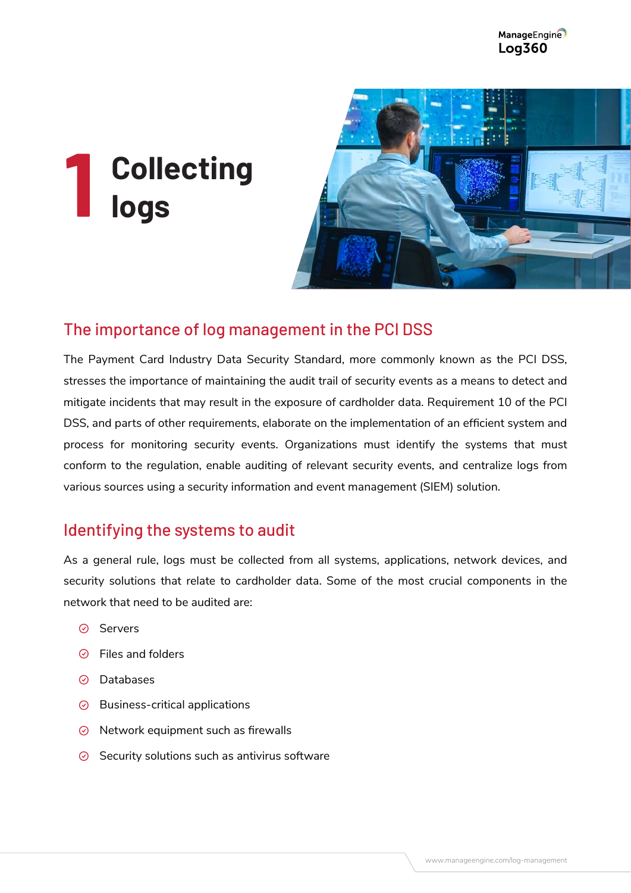# 1 Collecting logs

## The importance of log management in the PCI DSS

The Payment Card Industry Data Security Standard, more commonly known as the PCI DSS, stresses the importance of maintaining the audit trail of security events as a means to detect and mitigate incidents that may result in the exposure of cardholder data. Requirement 10 of the PCI DSS, and parts of other requirements, elaborate on the implementation of an efficient system and process for monitoring security events. Organizations must identify the systems that must conform to the regulation, enable auditing of relevant security events, and centralize logs from various sources using a security information and event management (SIEM) solution.

## Identifying the systems to audit

As a general rule, logs must be collected from all systems, applications, network devices, and security solutions that relate to cardholder data. Some of the most crucial components in the network that need to be audited are:

- Servers
- Files and folders
- Databases
- Business-critical applications
- Network equipment such as firewalls
- Security solutions such as antivirus software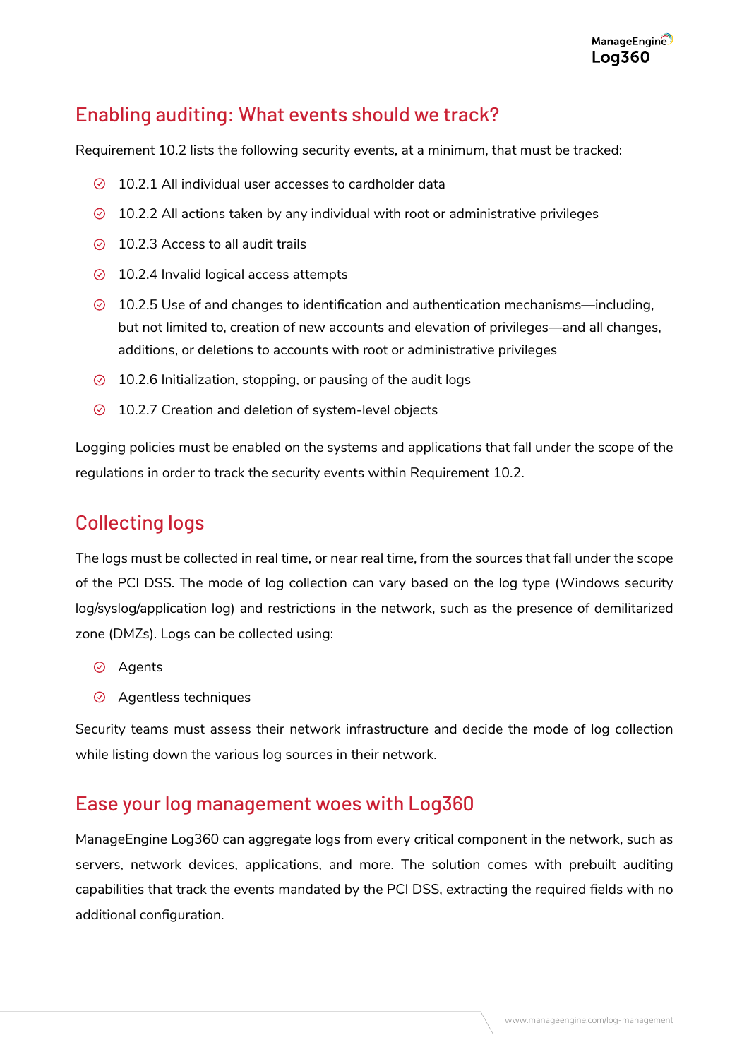## Enabling auditing: What events should we track?

Requirement 10.2 lists the following security events, at a minimum, that must be tracked:

- 10.2.1 All individual user accesses to cardholder data
- 10.2.2 All actions taken by any individual with root or administrative privileges
- 10.2.3 Access to all audit trails
- 10.2.4 Invalid logical access attempts
- 10.2.5 Use of and changes to identification and authentication mechanisms—including, but not limited to, creation of new accounts and elevation of privileges—and all changes, additions, or deletions to accounts with root or administrative privileges
- 10.2.6 Initialization, stopping, or pausing of the audit logs
- 10.2.7 Creation and deletion of system-level objects

Logging policies must be enabled on the systems and applications that fall under the scope of the regulations in order to track the security events within Requirement 10.2.

## Collecting logs

The logs must be collected in real time, or near real time, from the sources that fall under the scope of the PCI DSS. The mode of log collection can vary based on the log type (Windows security log/syslog/application log) and restrictions in the network, such as the presence of demilitarized zone (DMZs). Logs can be collected using:

- Agents
- Agentless techniques

Security teams must assess their network infrastructure and decide the mode of log collection while listing down the various log sources in their network.

## Ease your log management woes with Log360

ManageEngine Log360 can aggregate logs from every critical component in the network, such as servers, network devices, applications, and more. The solution comes with prebuilt auditing capabilities that track the events mandated by the PCI DSS, extracting the required fields with no additional configuration.